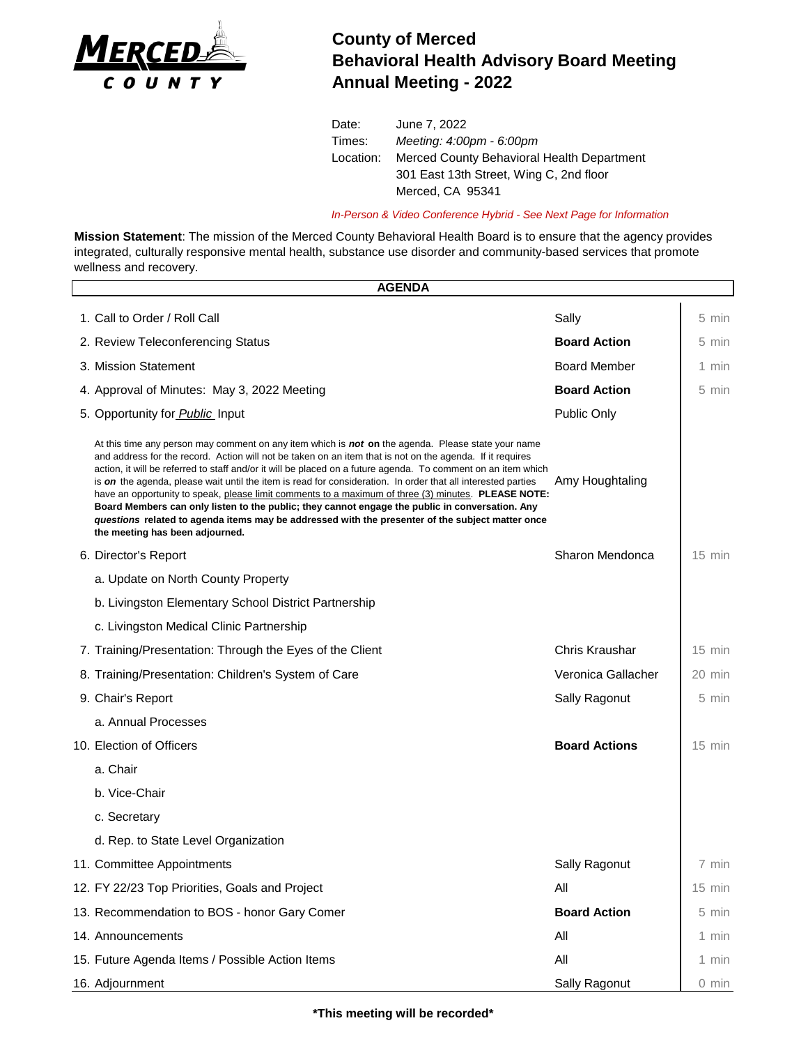# County of Merced
# Behavioral Health Advisory Board Meeting
# Annual Meeting - 2022

Date: June 7, 2022
Times: *Meeting: 4:00pm - 6:00pm*
Location: Merced County Behavioral Health Department
301 East 13th Street, Wing C, 2nd floor
Merced, CA 95341

*In-Person & Video Conference Hybrid - See Next Page for Information*

**Mission Statement**: The mission of the Merced County Behavioral Health Board is to ensure that the agency provides integrated, culturally responsive mental health, substance use disorder and community-based services that promote wellness and recovery.

| AGENDA | | |
|---|---|---|
| 1. Call to Order / Roll Call | Sally | 5 min |
| 2. Review Teleconferencing Status | **Board Action** | 5 min |
| 3. Mission Statement | Board Member | 1 min |
| 4. Approval of Minutes: May 3, 2022 Meeting | **Board Action** | 5 min |
| 5. Opportunity for *Public* Input | Public Only | |
| At this time any person may comment on any item which is ***not*** **on** the agenda. Please state your name and address for the record. Action will not be taken on an item that is not on the agenda. If it requires action, it will be referred to staff and/or it will be placed on a future agenda. To comment on an item which is ***on*** the agenda, please wait until the item is read for consideration. In order that all interested parties have an opportunity to speak, please limit comments to a maximum of three (3) minutes. **PLEASE NOTE: Board Members can only listen to the public; they cannot engage the public in conversation. Any *questions* related to agenda items may be addressed with the presenter of the subject matter once the meeting has been adjourned.** | Amy Houghtaling | |
| 6. Director's Report | Sharon Mendonca | 15 min |
| a. Update on North County Property | | |
| b. Livingston Elementary School District Partnership | | |
| c. Livingston Medical Clinic Partnership | | |
| 7. Training/Presentation: Through the Eyes of the Client | Chris Kraushar | 15 min |
| 8. Training/Presentation: Children's System of Care | Veronica Gallacher | 20 min |
| 9. Chair's Report | Sally Ragonut | 5 min |
| a. Annual Processes | | |
| 10. Election of Officers | **Board Actions** | 15 min |
| a. Chair | | |
| b. Vice-Chair | | |
| c. Secretary | | |
| d. Rep. to State Level Organization | | |
| 11. Committee Appointments | Sally Ragonut | 7 min |
| 12. FY 22/23 Top Priorities, Goals and Project | All | 15 min |
| 13. Recommendation to BOS - honor Gary Comer | **Board Action** | 5 min |
| 14. Announcements | All | 1 min |
| 15. Future Agenda Items / Possible Action Items | All | 1 min |
| 16. Adjournment | Sally Ragonut | 0 min |

**\*This meeting will be recorded\***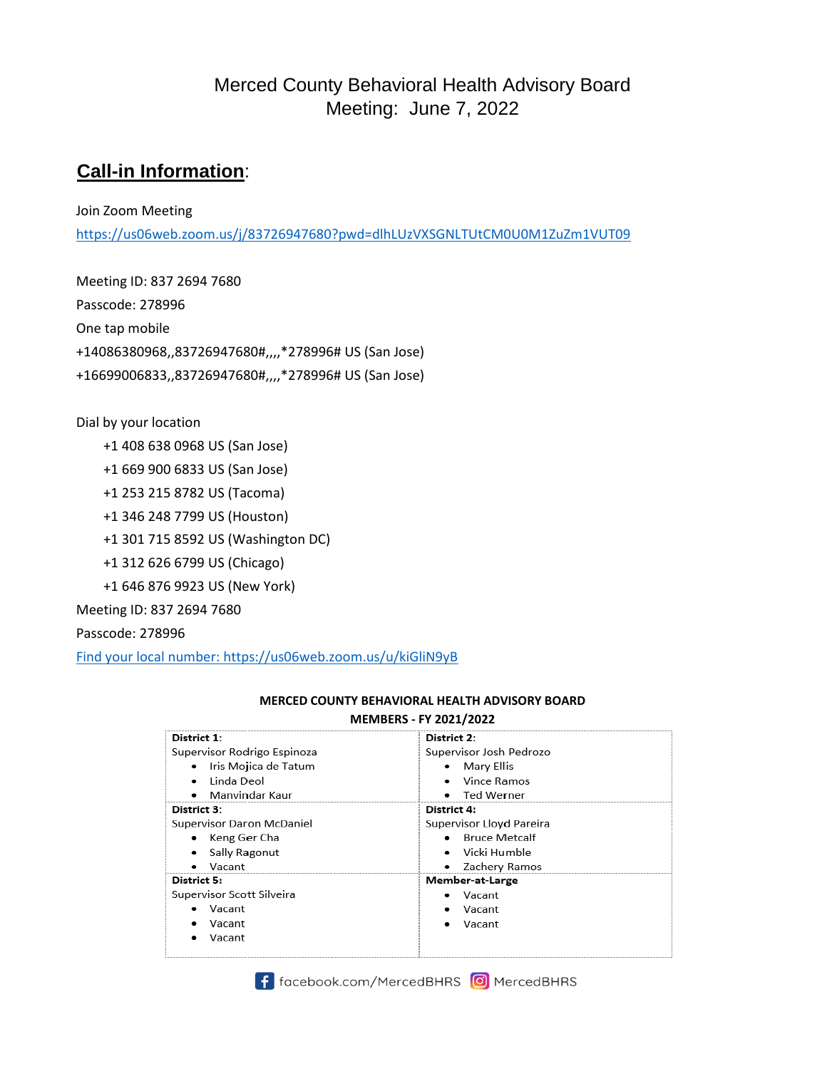Merced County Behavioral Health Advisory Board
Meeting: June 7, 2022

## **Call-in Information**:

Join Zoom Meeting

https://us06web.zoom.us/j/83726947680?pwd=dlhLUzVXSGNLTUtCM0U0M1ZuZm1VUT09

Meeting ID: 837 2694 7680

Passcode: 278996

One tap mobile

+14086380968,,83726947680#,,,,*278996# US (San Jose)

+16699006833,,83726947680#,,,,*278996# US (San Jose)

Dial by your location

+1 408 638 0968 US (San Jose)

+1 669 900 6833 US (San Jose)

+1 253 215 8782 US (Tacoma)

+1 346 248 7799 US (Houston)

+1 301 715 8592 US (Washington DC)

+1 312 626 6799 US (Chicago)

+1 646 876 9923 US (New York)

Meeting ID: 837 2694 7680

Passcode: 278996

Find your local number: https://us06web.zoom.us/u/kiGliN9yB

**MERCED COUNTY BEHAVIORAL HEALTH ADVISORY BOARD**
**MEMBERS - FY 2021/2022**

| | |
|---|---|
| **District 1:**<br>Supervisor Rodrigo Espinoza<br>• Iris Mojica de Tatum<br>• Linda Deol<br>• Manvindar Kaur | **District 2:**<br>Supervisor Josh Pedrozo<br>• Mary Ellis<br>• Vince Ramos<br>• Ted Werner |
| **District 3:**<br>Supervisor Daron McDaniel<br>• Keng Ger Cha<br>• Sally Ragonut<br>• Vacant | **District 4:**<br>Supervisor Lloyd Pareira<br>• Bruce Metcalf<br>• Vicki Humble<br>• Zachery Ramos |
| **District 5:**<br>Supervisor Scott Silveira<br>• Vacant<br>• Vacant<br>• Vacant | **Member-at-Large**<br>• Vacant<br>• Vacant<br>• Vacant |

facebook.com/MercedBHRS MercedBHRS